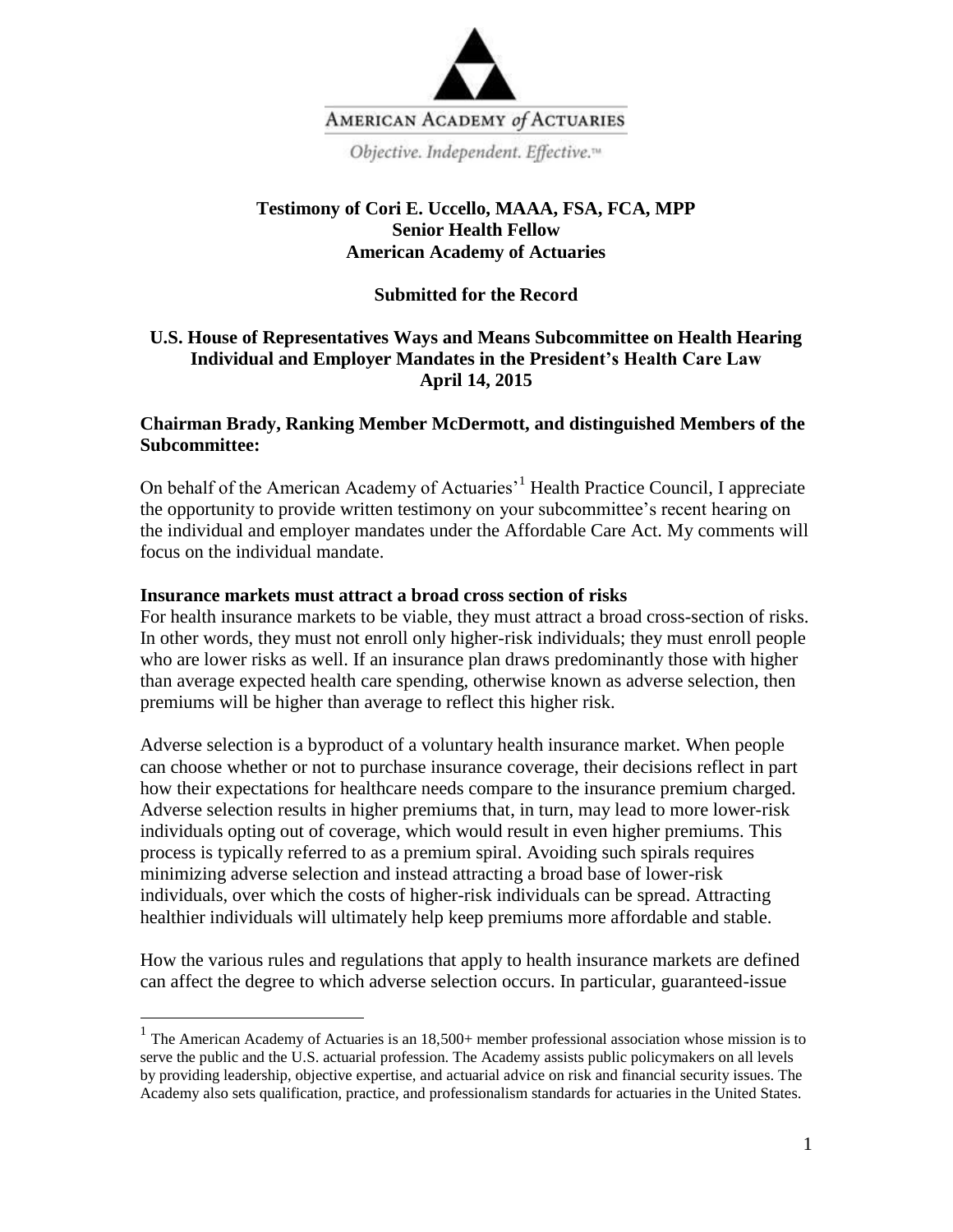AMERICAN ACADEMY *of* ACTUARIES

*Objective. Independent. Effective.*™

**Testimony of Cori E. Uccello, MAAA, FSA, FCA, MPP**
**Senior Health Fellow**
**American Academy of Actuaries**

**Submitted for the Record**

**U.S. House of Representatives Ways and Means Subcommittee on Health Hearing**
**Individual and Employer Mandates in the President's Health Care Law**
**April 14, 2015**

**Chairman Brady, Ranking Member McDermott, and distinguished Members of the Subcommittee:**

On behalf of the American Academy of Actuaries'[1] Health Practice Council, I appreciate the opportunity to provide written testimony on your subcommittee's recent hearing on the individual and employer mandates under the Affordable Care Act. My comments will focus on the individual mandate.

**Insurance markets must attract a broad cross section of risks**

For health insurance markets to be viable, they must attract a broad cross-section of risks. In other words, they must not enroll only higher-risk individuals; they must enroll people who are lower risks as well. If an insurance plan draws predominantly those with higher than average expected health care spending, otherwise known as adverse selection, then premiums will be higher than average to reflect this higher risk.

Adverse selection is a byproduct of a voluntary health insurance market. When people can choose whether or not to purchase insurance coverage, their decisions reflect in part how their expectations for healthcare needs compare to the insurance premium charged. Adverse selection results in higher premiums that, in turn, may lead to more lower-risk individuals opting out of coverage, which would result in even higher premiums. This process is typically referred to as a premium spiral. Avoiding such spirals requires minimizing adverse selection and instead attracting a broad base of lower-risk individuals, over which the costs of higher-risk individuals can be spread. Attracting healthier individuals will ultimately help keep premiums more affordable and stable.

How the various rules and regulations that apply to health insurance markets are defined can affect the degree to which adverse selection occurs. In particular, guaranteed-issue

[1] The American Academy of Actuaries is an 18,500+ member professional association whose mission is to serve the public and the U.S. actuarial profession. The Academy assists public policymakers on all levels by providing leadership, objective expertise, and actuarial advice on risk and financial security issues. The Academy also sets qualification, practice, and professionalism standards for actuaries in the United States.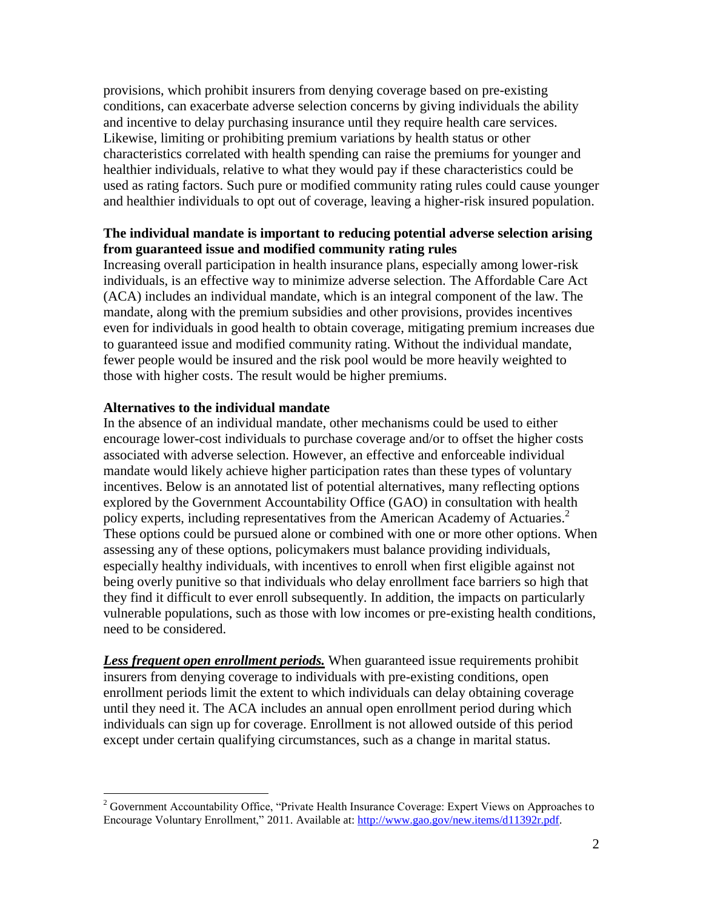provisions, which prohibit insurers from denying coverage based on pre-existing conditions, can exacerbate adverse selection concerns by giving individuals the ability and incentive to delay purchasing insurance until they require health care services. Likewise, limiting or prohibiting premium variations by health status or other characteristics correlated with health spending can raise the premiums for younger and healthier individuals, relative to what they would pay if these characteristics could be used as rating factors. Such pure or modified community rating rules could cause younger and healthier individuals to opt out of coverage, leaving a higher-risk insured population.

**The individual mandate is important to reducing potential adverse selection arising from guaranteed issue and modified community rating rules**

Increasing overall participation in health insurance plans, especially among lower-risk individuals, is an effective way to minimize adverse selection. The Affordable Care Act (ACA) includes an individual mandate, which is an integral component of the law. The mandate, along with the premium subsidies and other provisions, provides incentives even for individuals in good health to obtain coverage, mitigating premium increases due to guaranteed issue and modified community rating. Without the individual mandate, fewer people would be insured and the risk pool would be more heavily weighted to those with higher costs. The result would be higher premiums.

**Alternatives to the individual mandate**

In the absence of an individual mandate, other mechanisms could be used to either encourage lower-cost individuals to purchase coverage and/or to offset the higher costs associated with adverse selection. However, an effective and enforceable individual mandate would likely achieve higher participation rates than these types of voluntary incentives. Below is an annotated list of potential alternatives, many reflecting options explored by the Government Accountability Office (GAO) in consultation with health policy experts, including representatives from the American Academy of Actuaries.[2] These options could be pursued alone or combined with one or more other options. When assessing any of these options, policymakers must balance providing individuals, especially healthy individuals, with incentives to enroll when first eligible against not being overly punitive so that individuals who delay enrollment face barriers so high that they find it difficult to ever enroll subsequently. In addition, the impacts on particularly vulnerable populations, such as those with low incomes or pre-existing health conditions, need to be considered.

***Less frequent open enrollment periods.*** When guaranteed issue requirements prohibit insurers from denying coverage to individuals with pre-existing conditions, open enrollment periods limit the extent to which individuals can delay obtaining coverage until they need it. The ACA includes an annual open enrollment period during which individuals can sign up for coverage. Enrollment is not allowed outside of this period except under certain qualifying circumstances, such as a change in marital status.

[2] Government Accountability Office, "Private Health Insurance Coverage: Expert Views on Approaches to Encourage Voluntary Enrollment," 2011. Available at: http://www.gao.gov/new.items/d11392r.pdf.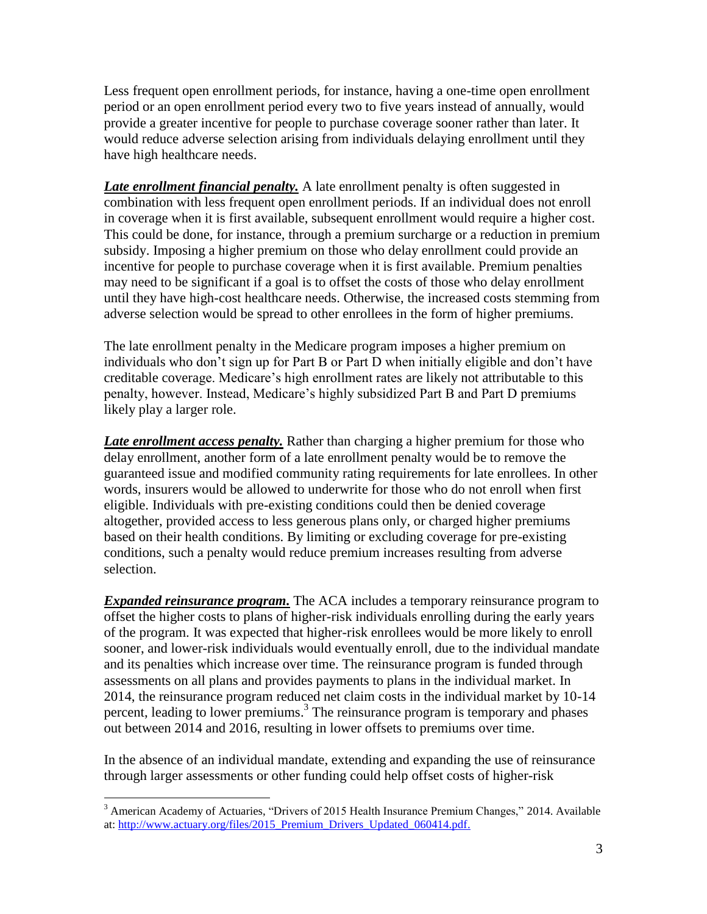Less frequent open enrollment periods, for instance, having a one-time open enrollment period or an open enrollment period every two to five years instead of annually, would provide a greater incentive for people to purchase coverage sooner rather than later. It would reduce adverse selection arising from individuals delaying enrollment until they have high healthcare needs.

***Late enrollment financial penalty.*** A late enrollment penalty is often suggested in combination with less frequent open enrollment periods. If an individual does not enroll in coverage when it is first available, subsequent enrollment would require a higher cost. This could be done, for instance, through a premium surcharge or a reduction in premium subsidy. Imposing a higher premium on those who delay enrollment could provide an incentive for people to purchase coverage when it is first available. Premium penalties may need to be significant if a goal is to offset the costs of those who delay enrollment until they have high-cost healthcare needs. Otherwise, the increased costs stemming from adverse selection would be spread to other enrollees in the form of higher premiums.

The late enrollment penalty in the Medicare program imposes a higher premium on individuals who don't sign up for Part B or Part D when initially eligible and don't have creditable coverage. Medicare's high enrollment rates are likely not attributable to this penalty, however. Instead, Medicare's highly subsidized Part B and Part D premiums likely play a larger role.

***Late enrollment access penalty.*** Rather than charging a higher premium for those who delay enrollment, another form of a late enrollment penalty would be to remove the guaranteed issue and modified community rating requirements for late enrollees. In other words, insurers would be allowed to underwrite for those who do not enroll when first eligible. Individuals with pre-existing conditions could then be denied coverage altogether, provided access to less generous plans only, or charged higher premiums based on their health conditions. By limiting or excluding coverage for pre-existing conditions, such a penalty would reduce premium increases resulting from adverse selection.

***Expanded reinsurance program.*** The ACA includes a temporary reinsurance program to offset the higher costs to plans of higher-risk individuals enrolling during the early years of the program. It was expected that higher-risk enrollees would be more likely to enroll sooner, and lower-risk individuals would eventually enroll, due to the individual mandate and its penalties which increase over time. The reinsurance program is funded through assessments on all plans and provides payments to plans in the individual market. In 2014, the reinsurance program reduced net claim costs in the individual market by 10-14 percent, leading to lower premiums.[3] The reinsurance program is temporary and phases out between 2014 and 2016, resulting in lower offsets to premiums over time.

In the absence of an individual mandate, extending and expanding the use of reinsurance through larger assessments or other funding could help offset costs of higher-risk

---

[3] American Academy of Actuaries, "Drivers of 2015 Health Insurance Premium Changes," 2014. Available at: http://www.actuary.org/files/2015_Premium_Drivers_Updated_060414.pdf.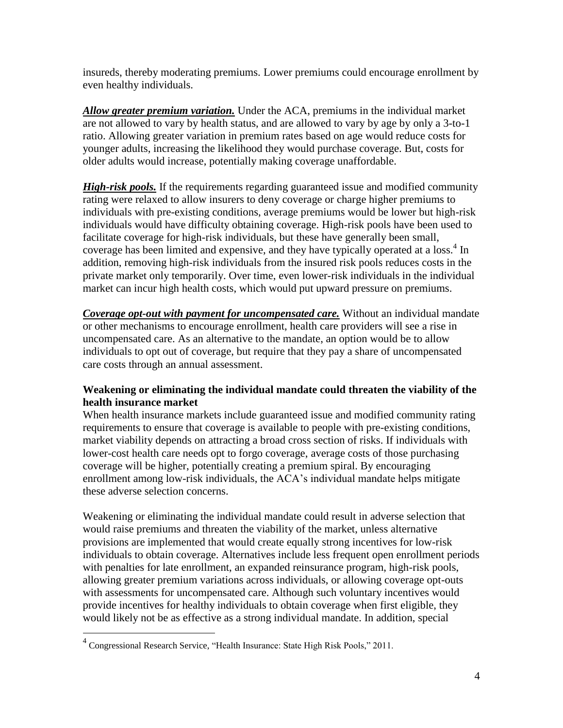insureds, thereby moderating premiums. Lower premiums could encourage enrollment by even healthy individuals.

***Allow greater premium variation.*** Under the ACA, premiums in the individual market are not allowed to vary by health status, and are allowed to vary by age by only a 3-to-1 ratio. Allowing greater variation in premium rates based on age would reduce costs for younger adults, increasing the likelihood they would purchase coverage. But, costs for older adults would increase, potentially making coverage unaffordable.

***High-risk pools.*** If the requirements regarding guaranteed issue and modified community rating were relaxed to allow insurers to deny coverage or charge higher premiums to individuals with pre-existing conditions, average premiums would be lower but high-risk individuals would have difficulty obtaining coverage. High-risk pools have been used to facilitate coverage for high-risk individuals, but these have generally been small, coverage has been limited and expensive, and they have typically operated at a loss.[4] In addition, removing high-risk individuals from the insured risk pools reduces costs in the private market only temporarily. Over time, even lower-risk individuals in the individual market can incur high health costs, which would put upward pressure on premiums.

***Coverage opt-out with payment for uncompensated care.*** Without an individual mandate or other mechanisms to encourage enrollment, health care providers will see a rise in uncompensated care. As an alternative to the mandate, an option would be to allow individuals to opt out of coverage, but require that they pay a share of uncompensated care costs through an annual assessment.

**Weakening or eliminating the individual mandate could threaten the viability of the health insurance market**

When health insurance markets include guaranteed issue and modified community rating requirements to ensure that coverage is available to people with pre-existing conditions, market viability depends on attracting a broad cross section of risks. If individuals with lower-cost health care needs opt to forgo coverage, average costs of those purchasing coverage will be higher, potentially creating a premium spiral. By encouraging enrollment among low-risk individuals, the ACA's individual mandate helps mitigate these adverse selection concerns.

Weakening or eliminating the individual mandate could result in adverse selection that would raise premiums and threaten the viability of the market, unless alternative provisions are implemented that would create equally strong incentives for low-risk individuals to obtain coverage. Alternatives include less frequent open enrollment periods with penalties for late enrollment, an expanded reinsurance program, high-risk pools, allowing greater premium variations across individuals, or allowing coverage opt-outs with assessments for uncompensated care. Although such voluntary incentives would provide incentives for healthy individuals to obtain coverage when first eligible, they would likely not be as effective as a strong individual mandate. In addition, special

---

[4] Congressional Research Service, "Health Insurance: State High Risk Pools," 2011.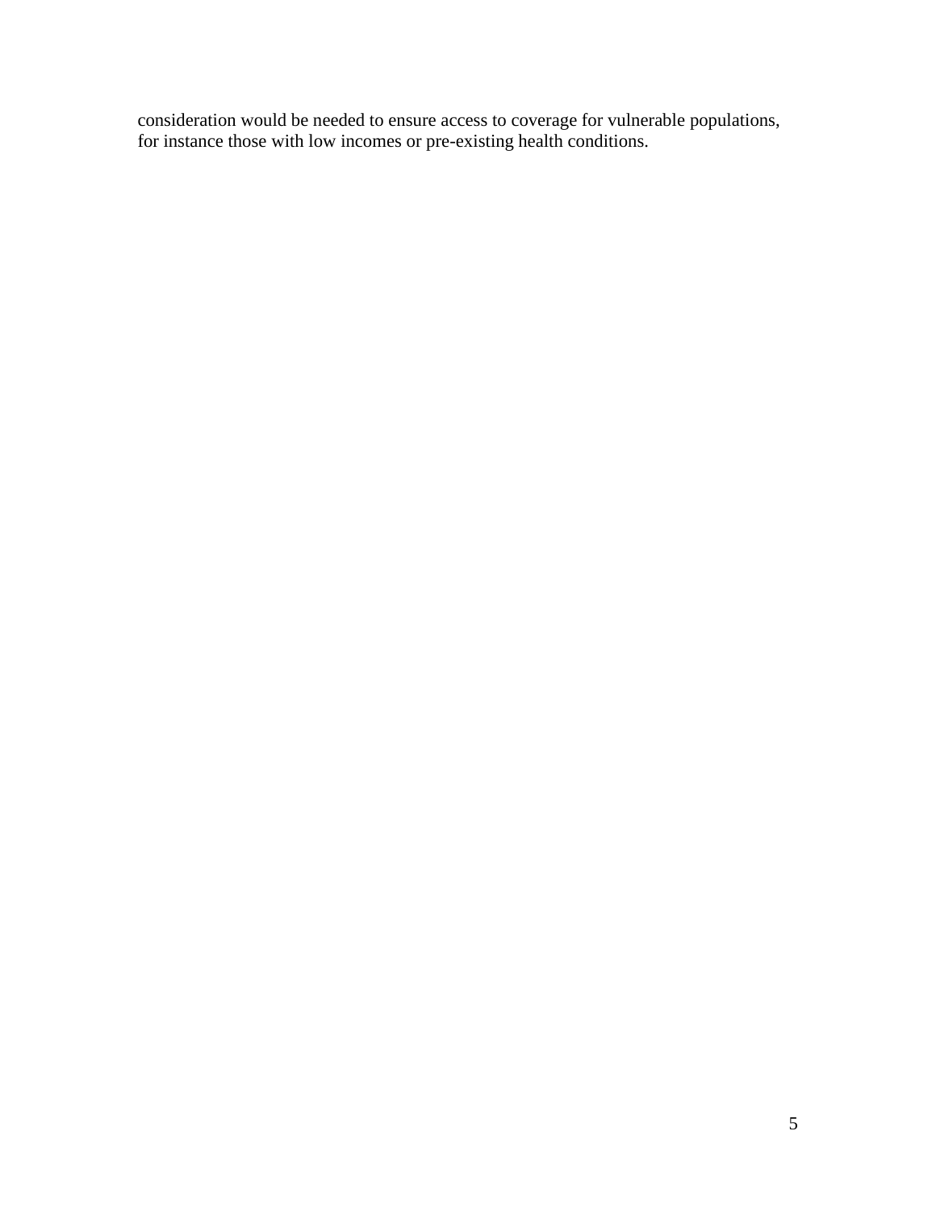consideration would be needed to ensure access to coverage for vulnerable populations, for instance those with low incomes or pre-existing health conditions.